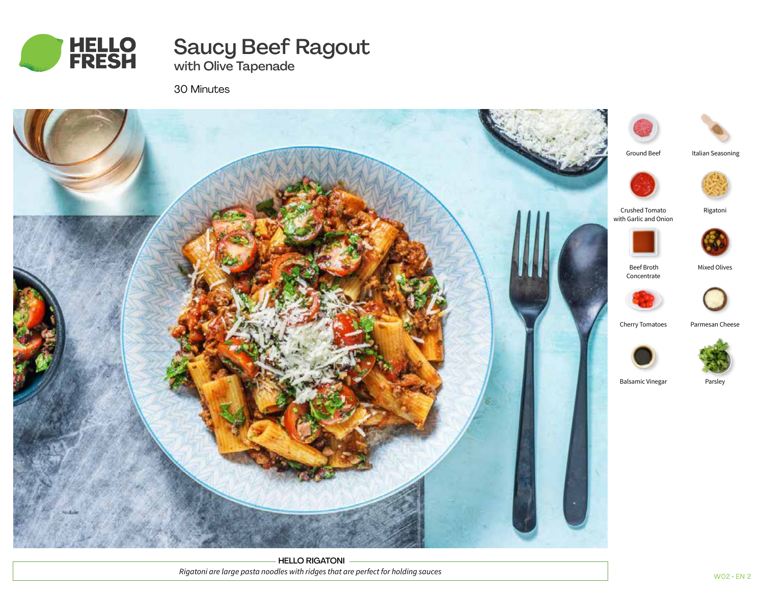# Saucy Beef Ragout

## with Olive Tapenade

30 Minutes

- Ground Beef
- Italian Seasoning
- Crushed Tomato with Garlic and Onion
- Rigatoni
- Beef Broth Concentrate
- Mixed Olives
- Cherry Tomatoes
- Parmesan Cheese
- Balsamic Vinegar
- Parsley

**HELLO RIGATONI**

*Rigatoni are large pasta noodles with ridges that are perfect for holding sauces*

W02 • EN 2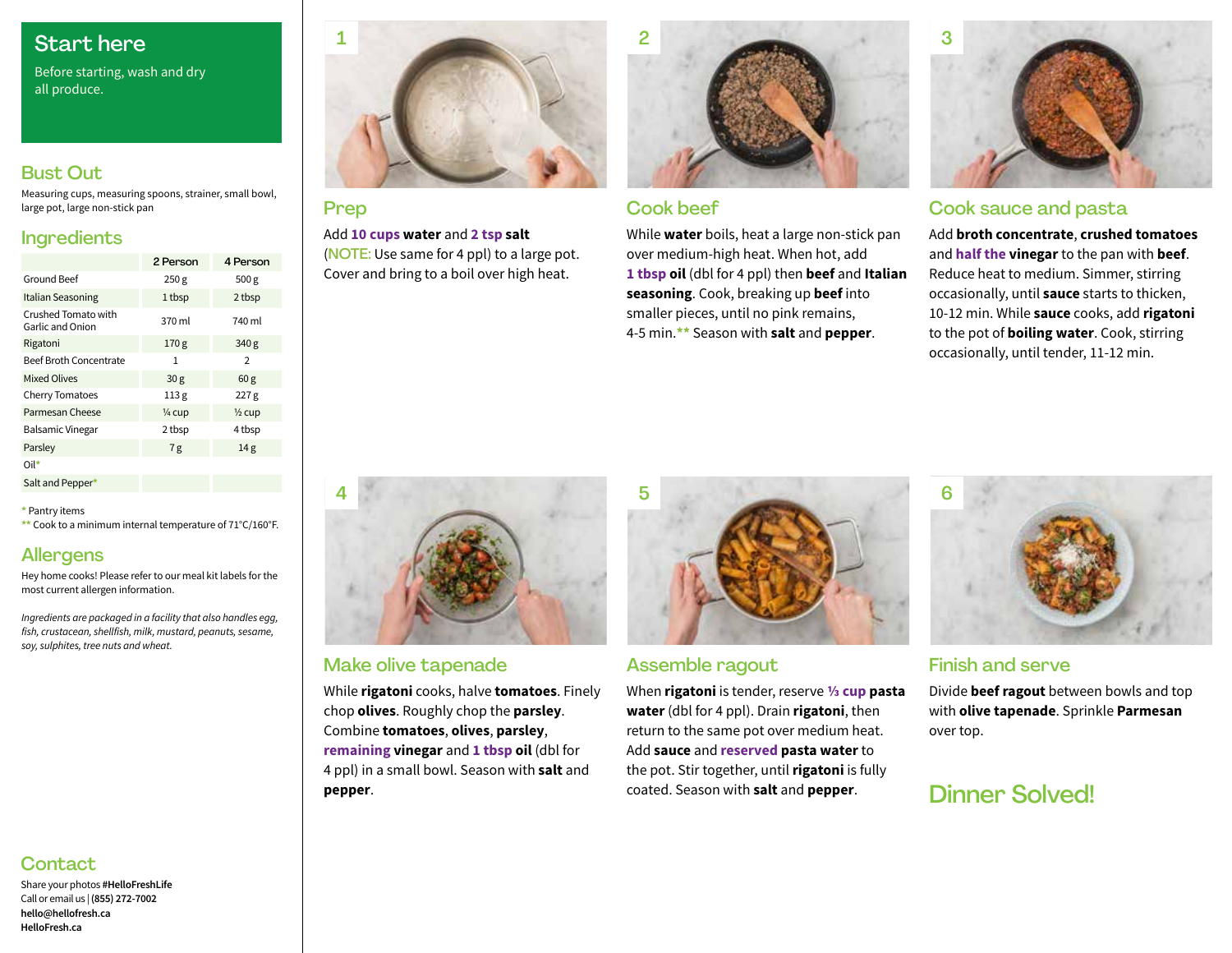## Start here

Before starting, wash and dry all produce.

## Bust Out

Measuring cups, measuring spoons, strainer, small bowl, large pot, large non-stick pan

## Ingredients

| | 2 Person | 4 Person |
|---|---|---|
| Ground Beef | 250 g | 500 g |
| Italian Seasoning | 1 tbsp | 2 tbsp |
| Crushed Tomato with Garlic and Onion | 370 ml | 740 ml |
| Rigatoni | 170 g | 340 g |
| Beef Broth Concentrate | 1 | 2 |
| Mixed Olives | 30 g | 60 g |
| Cherry Tomatoes | 113 g | 227 g |
| Parmesan Cheese | ¼ cup | ½ cup |
| Balsamic Vinegar | 2 tbsp | 4 tbsp |
| Parsley | 7 g | 14 g |
| Oil* | | |
| Salt and Pepper* | | |

\* Pantry items

\*\* Cook to a minimum internal temperature of 71°C/160°F.

## Allergens

Hey home cooks! Please refer to our meal kit labels for the most current allergen information.

*Ingredients are packaged in a facility that also handles egg, fish, crustacean, shellfish, milk, mustard, peanuts, sesame, soy, sulphites, tree nuts and wheat.*

## Contact

Share your photos **#HelloFreshLife**
Call or email us | **(855) 272-7002**
**hello@hellofresh.ca**
**HelloFresh.ca**

### 1 Prep

Add **10 cups water** and **2 tsp salt** (NOTE: Use same for 4 ppl) to a large pot. Cover and bring to a boil over high heat.

### 2 Cook beef

While **water** boils, heat a large non-stick pan over medium-high heat. When hot, add **1 tbsp oil** (dbl for 4 ppl) then **beef** and **Italian seasoning**. Cook, breaking up **beef** into smaller pieces, until no pink remains, 4-5 min.\*\* Season with **salt** and **pepper**.

### 3 Cook sauce and pasta

Add **broth concentrate**, **crushed tomatoes** and **half the vinegar** to the pan with **beef**. Reduce heat to medium. Simmer, stirring occasionally, until **sauce** starts to thicken, 10-12 min. While **sauce** cooks, add **rigatoni** to the pot of **boiling water**. Cook, stirring occasionally, until tender, 11-12 min.

### 4 Make olive tapenade

While **rigatoni** cooks, halve **tomatoes**. Finely chop **olives**. Roughly chop the **parsley**. Combine **tomatoes**, **olives**, **parsley**, **remaining vinegar** and **1 tbsp oil** (dbl for 4 ppl) in a small bowl. Season with **salt** and **pepper**.

### 5 Assemble ragout

When **rigatoni** is tender, reserve **⅓ cup pasta water** (dbl for 4 ppl). Drain **rigatoni**, then return to the same pot over medium heat. Add **sauce** and **reserved pasta water** to the pot. Stir together, until **rigatoni** is fully coated. Season with **salt** and **pepper**.

### 6 Finish and serve

Divide **beef ragout** between bowls and top with **olive tapenade**. Sprinkle **Parmesan** over top.

## Dinner Solved!